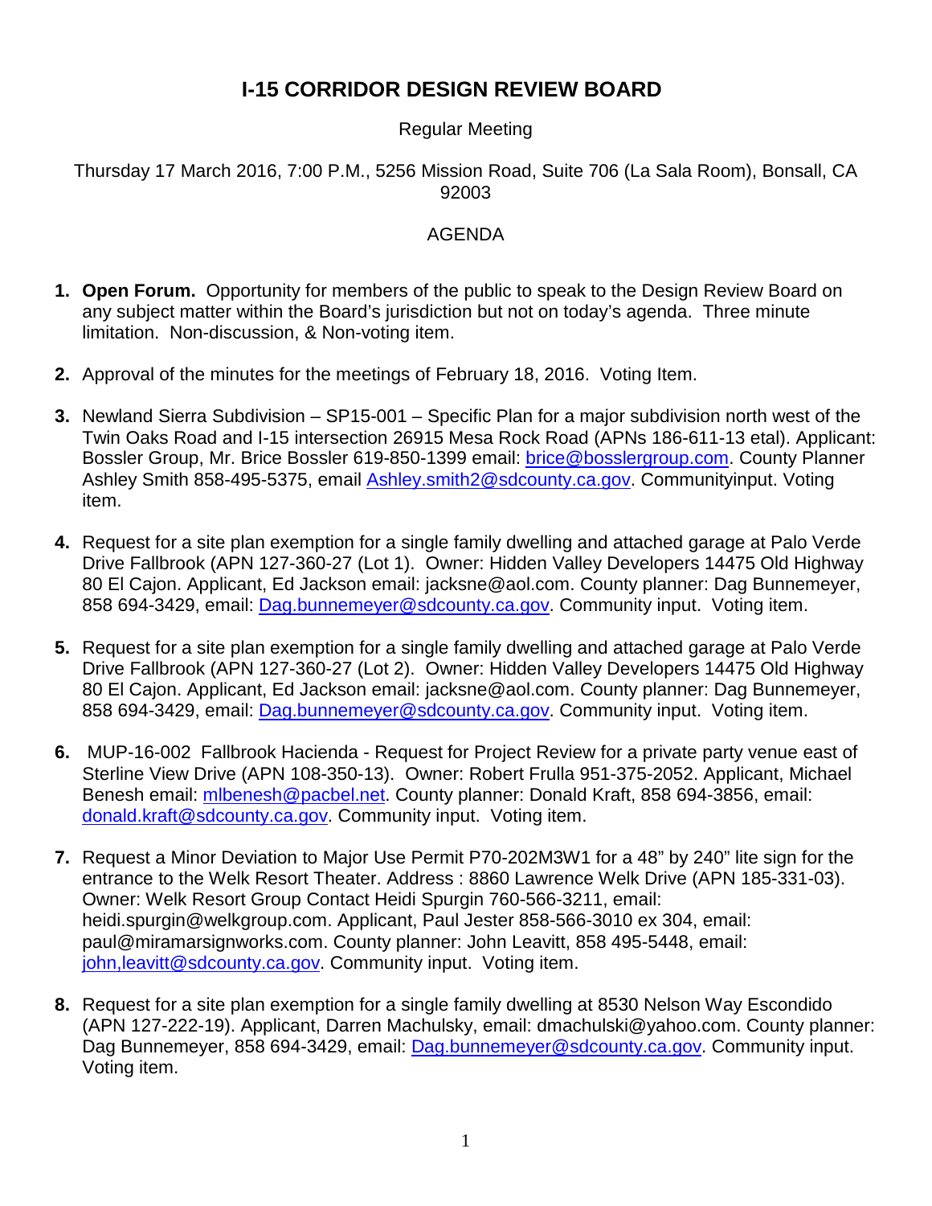# I-15 CORRIDOR DESIGN REVIEW BOARD

Regular Meeting

Thursday 17 March 2016, 7:00 P.M., 5256 Mission Road, Suite 706 (La Sala Room), Bonsall, CA 92003

AGENDA

1. **Open Forum.** Opportunity for members of the public to speak to the Design Review Board on any subject matter within the Board's jurisdiction but not on today's agenda. Three minute limitation. Non-discussion, & Non-voting item.

2. Approval of the minutes for the meetings of February 18, 2016. Voting Item.

3. Newland Sierra Subdivision – SP15-001 – Specific Plan for a major subdivision north west of the Twin Oaks Road and I-15 intersection 26915 Mesa Rock Road (APNs 186-611-13 etal). Applicant: Bossler Group, Mr. Brice Bossler 619-850-1399 email: brice@bosslergroup.com. County Planner Ashley Smith 858-495-5375, email Ashley.smith2@sdcounty.ca.gov. Communityinput. Voting item.

4. Request for a site plan exemption for a single family dwelling and attached garage at Palo Verde Drive Fallbrook (APN 127-360-27 (Lot 1). Owner: Hidden Valley Developers 14475 Old Highway 80 El Cajon. Applicant, Ed Jackson email: jacksne@aol.com. County planner: Dag Bunnemeyer, 858 694-3429, email: Dag.bunnemeyer@sdcounty.ca.gov. Community input. Voting item.

5. Request for a site plan exemption for a single family dwelling and attached garage at Palo Verde Drive Fallbrook (APN 127-360-27 (Lot 2). Owner: Hidden Valley Developers 14475 Old Highway 80 El Cajon. Applicant, Ed Jackson email: jacksne@aol.com. County planner: Dag Bunnemeyer, 858 694-3429, email: Dag.bunnemeyer@sdcounty.ca.gov. Community input. Voting item.

6. MUP-16-002 Fallbrook Hacienda - Request for Project Review for a private party venue east of Sterline View Drive (APN 108-350-13). Owner: Robert Frulla 951-375-2052. Applicant, Michael Benesh email: mlbenesh@pacbel.net. County planner: Donald Kraft, 858 694-3856, email: donald.kraft@sdcounty.ca.gov. Community input. Voting item.

7. Request a Minor Deviation to Major Use Permit P70-202M3W1 for a 48" by 240" lite sign for the entrance to the Welk Resort Theater. Address : 8860 Lawrence Welk Drive (APN 185-331-03). Owner: Welk Resort Group Contact Heidi Spurgin 760-566-3211, email: heidi.spurgin@welkgroup.com. Applicant, Paul Jester 858-566-3010 ex 304, email: paul@miramarsignworks.com. County planner: John Leavitt, 858 495-5448, email: john,leavitt@sdcounty.ca.gov. Community input. Voting item.

8. Request for a site plan exemption for a single family dwelling at 8530 Nelson Way Escondido (APN 127-222-19). Applicant, Darren Machulsky, email: dmachulski@yahoo.com. County planner: Dag Bunnemeyer, 858 694-3429, email: Dag.bunnemeyer@sdcounty.ca.gov. Community input. Voting item.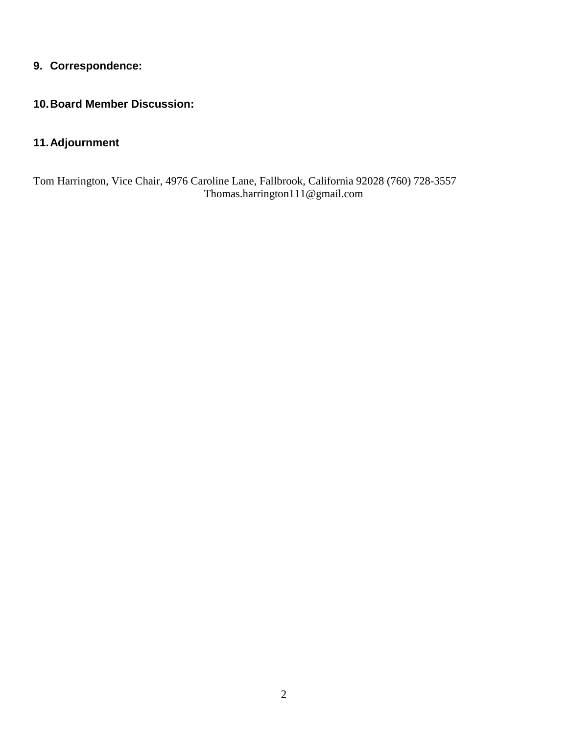**9. Correspondence:**

**10. Board Member Discussion:**

**11. Adjournment**

Tom Harrington, Vice Chair, 4976 Caroline Lane, Fallbrook, California 92028 (760) 728-3557
Thomas.harrington111@gmail.com